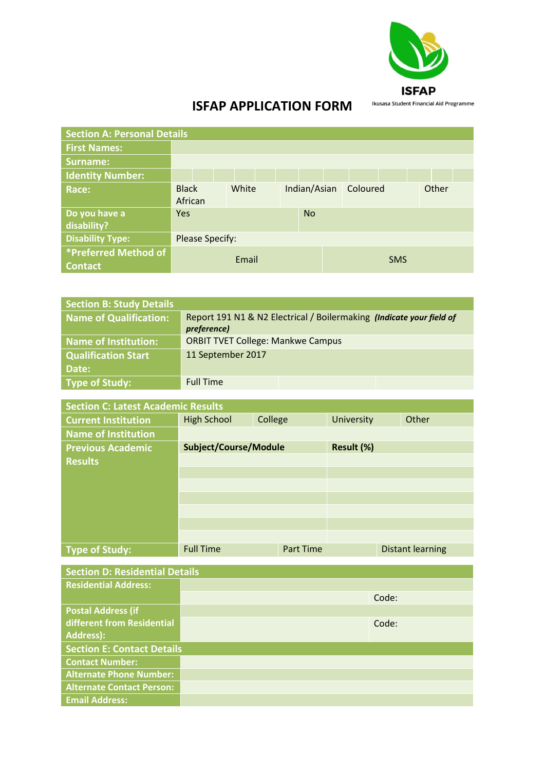ISFAP

Ikusasa Student Financial Aid Programme

# ISFAP APPLICATION FORM

| Section A: Personal Details | | | | | |
|---|---|---|---|---|---|
| First Names: | | | | | |
| Surname: | | | | | |
| Identity Number: | | | | | |
| Race: | Black African | White | Indian/Asian | Coloured | Other |
| Do you have a disability? | Yes | | No | | |
| Disability Type: | Please Specify: | | | | |
| *Preferred Method of Contact | Email | | SMS | | |

| Section B: Study Details | | | |
|---|---|---|---|
| Name of Qualification: | Report 191 N1 & N2 Electrical / Boilermaking ***(Indicate your field of preference)*** | | |
| Name of Institution: | ORBIT TVET College: Mankwe Campus | | |
| Qualification Start Date: | 11 September 2017 | | |
| Type of Study: | Full Time | | |

| Section C: Latest Academic Results | | | | |
|---|---|---|---|---|
| Current Institution | High School | College | University | Other |
| Name of Institution | | | | |
| Previous Academic Results | **Subject/Course/Module** | | **Result (%)** | |
| | | | | |
| | | | | |
| | | | | |
| | | | | |
| | | | | |
| | | | | |
| | | | | |
| Type of Study: | Full Time | Part Time | Distant learning | |

| Section D: Residential Details | | |
|---|---|---|
| Residential Address: | | |
| | | Code: |
| Postal Address (if different from Residential Address): | | |
| | | Code: |
| **Section E: Contact Details** | | |
| Contact Number: | | |
| Alternate Phone Number: | | |
| Alternate Contact Person: | | |
| Email Address: | | |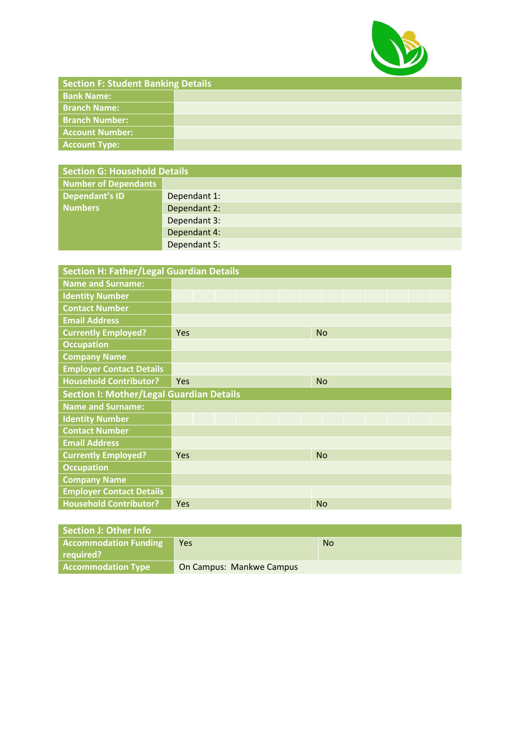| Section F: Student Banking Details | |
|---|---|
| **Bank Name:** | |
| **Branch Name:** | |
| **Branch Number:** | |
| **Account Number:** | |
| **Account Type:** | |

| Section G: Household Details | |
|---|---|
| **Number of Dependants** | |
| **Dependant's ID Numbers** | Dependant 1: |
| | Dependant 2: |
| | Dependant 3: |
| | Dependant 4: |
| | Dependant 5: |

| Section H: Father/Legal Guardian Details | | |
|---|---|---|
| **Name and Surname:** | | |
| **Identity Number** | | |
| **Contact Number** | | |
| **Email Address** | | |
| **Currently Employed?** | Yes | No |
| **Occupation** | | |
| **Company Name** | | |
| **Employer Contact Details** | | |
| **Household Contributor?** | Yes | No |
| **Section I: Mother/Legal Guardian Details** | | |
| **Name and Surname:** | | |
| **Identity Number** | | |
| **Contact Number** | | |
| **Email Address** | | |
| **Currently Employed?** | Yes | No |
| **Occupation** | | |
| **Company Name** | | |
| **Employer Contact Details** | | |
| **Household Contributor?** | Yes | No |

| Section J: Other Info | | |
|---|---|---|
| **Accommodation Funding required?** | Yes | No |
| **Accommodation Type** | On Campus: Mankwe Campus | |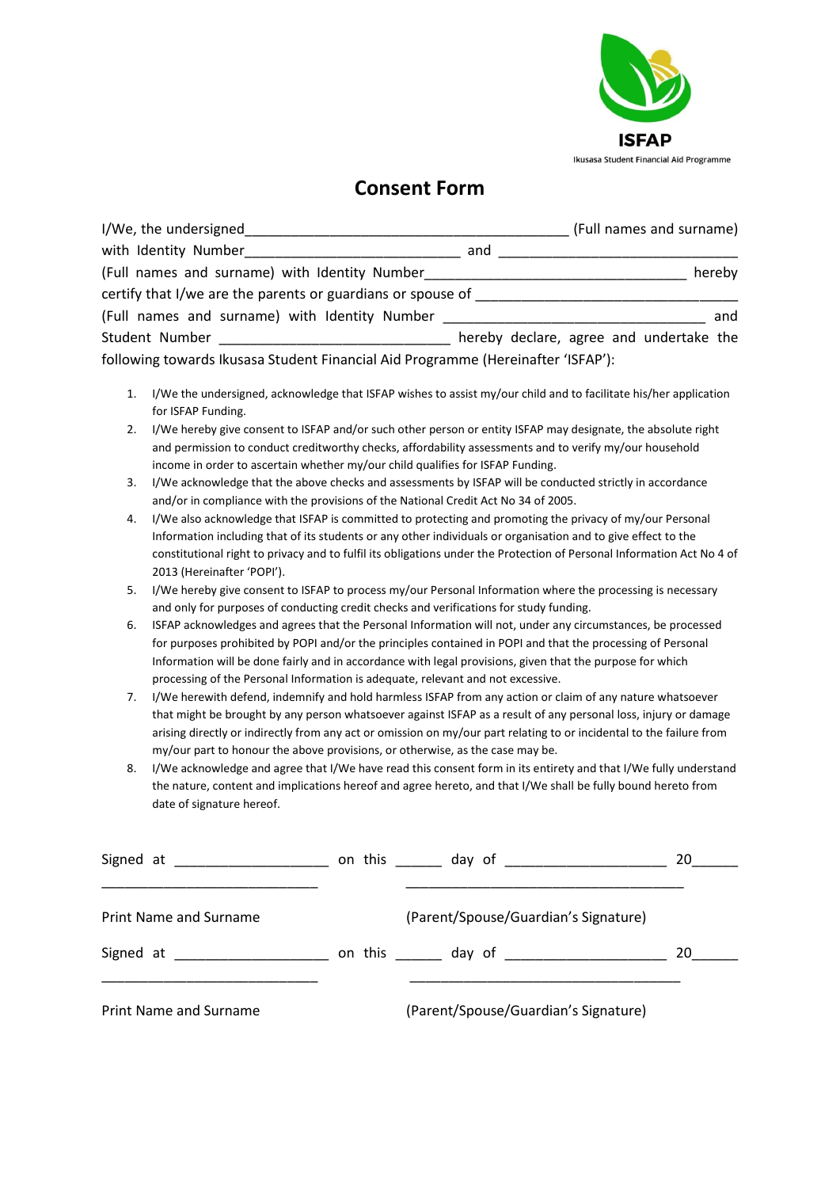ISFAP

Ikusasa Student Financial Aid Programme

# Consent Form

I/We, the undersigned_____________________________________________ (Full names and surname) with Identity Number______________________________ and _________________________________ (Full names and surname) with Identity Number____________________________________ hereby certify that I/we are the parents or guardians or spouse of ____________________________________ (Full names and surname) with Identity Number ____________________________________ and Student Number ________________________________ hereby declare, agree and undertake the following towards Ikusasa Student Financial Aid Programme (Hereinafter 'ISFAP'):

1. I/We the undersigned, acknowledge that ISFAP wishes to assist my/our child and to facilitate his/her application for ISFAP Funding.
2. I/We hereby give consent to ISFAP and/or such other person or entity ISFAP may designate, the absolute right and permission to conduct creditworthy checks, affordability assessments and to verify my/our household income in order to ascertain whether my/our child qualifies for ISFAP Funding.
3. I/We acknowledge that the above checks and assessments by ISFAP will be conducted strictly in accordance and/or in compliance with the provisions of the National Credit Act No 34 of 2005.
4. I/We also acknowledge that ISFAP is committed to protecting and promoting the privacy of my/our Personal Information including that of its students or any other individuals or organisation and to give effect to the constitutional right to privacy and to fulfil its obligations under the Protection of Personal Information Act No 4 of 2013 (Hereinafter 'POPI').
5. I/We hereby give consent to ISFAP to process my/our Personal Information where the processing is necessary and only for purposes of conducting credit checks and verifications for study funding.
6. ISFAP acknowledges and agrees that the Personal Information will not, under any circumstances, be processed for purposes prohibited by POPI and/or the principles contained in POPI and that the processing of Personal Information will be done fairly and in accordance with legal provisions, given that the purpose for which processing of the Personal Information is adequate, relevant and not excessive.
7. I/We herewith defend, indemnify and hold harmless ISFAP from any action or claim of any nature whatsoever that might be brought by any person whatsoever against ISFAP as a result of any personal loss, injury or damage arising directly or indirectly from any act or omission on my/our part relating to or incidental to the failure from my/our part to honour the above provisions, or otherwise, as the case may be.
8. I/We acknowledge and agree that I/We have read this consent form in its entirety and that I/We fully understand the nature, content and implications hereof and agree hereto, and that I/We shall be fully bound hereto from date of signature hereof.

Signed at ____________________ on this ______ day of _____________________ 20______

____________________________ ____________________________________

Print Name and Surname (Parent/Spouse/Guardian's Signature)

Signed at ____________________ on this ______ day of _____________________ 20______

____________________________ ____________________________________

Print Name and Surname (Parent/Spouse/Guardian's Signature)